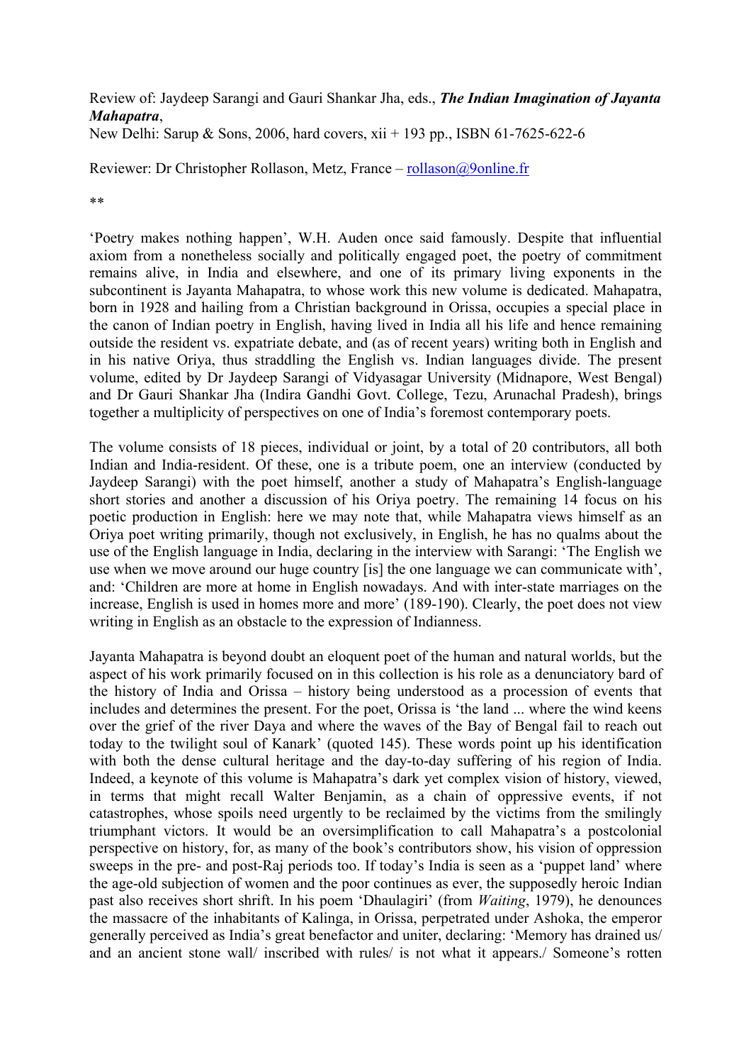Review of: Jaydeep Sarangi and Gauri Shankar Jha, eds., ***The Indian Imagination of Jayanta Mahapatra***,
New Delhi: Sarup & Sons, 2006, hard covers, xii + 193 pp., ISBN 61-7625-622-6

Reviewer: Dr Christopher Rollason, Metz, France – rollason@9online.fr

**

'Poetry makes nothing happen', W.H. Auden once said famously. Despite that influential axiom from a nonetheless socially and politically engaged poet, the poetry of commitment remains alive, in India and elsewhere, and one of its primary living exponents in the subcontinent is Jayanta Mahapatra, to whose work this new volume is dedicated. Mahapatra, born in 1928 and hailing from a Christian background in Orissa, occupies a special place in the canon of Indian poetry in English, having lived in India all his life and hence remaining outside the resident vs. expatriate debate, and (as of recent years) writing both in English and in his native Oriya, thus straddling the English vs. Indian languages divide. The present volume, edited by Dr Jaydeep Sarangi of Vidyasagar University (Midnapore, West Bengal) and Dr Gauri Shankar Jha (Indira Gandhi Govt. College, Tezu, Arunachal Pradesh), brings together a multiplicity of perspectives on one of India's foremost contemporary poets.

The volume consists of 18 pieces, individual or joint, by a total of 20 contributors, all both Indian and India-resident. Of these, one is a tribute poem, one an interview (conducted by Jaydeep Sarangi) with the poet himself, another a study of Mahapatra's English-language short stories and another a discussion of his Oriya poetry. The remaining 14 focus on his poetic production in English: here we may note that, while Mahapatra views himself as an Oriya poet writing primarily, though not exclusively, in English, he has no qualms about the use of the English language in India, declaring in the interview with Sarangi: 'The English we use when we move around our huge country [is] the one language we can communicate with', and: 'Children are more at home in English nowadays. And with inter-state marriages on the increase, English is used in homes more and more' (189-190). Clearly, the poet does not view writing in English as an obstacle to the expression of Indianness.

Jayanta Mahapatra is beyond doubt an eloquent poet of the human and natural worlds, but the aspect of his work primarily focused on in this collection is his role as a denunciatory bard of the history of India and Orissa – history being understood as a procession of events that includes and determines the present. For the poet, Orissa is 'the land ... where the wind keens over the grief of the river Daya and where the waves of the Bay of Bengal fail to reach out today to the twilight soul of Kanark' (quoted 145). These words point up his identification with both the dense cultural heritage and the day-to-day suffering of his region of India. Indeed, a keynote of this volume is Mahapatra's dark yet complex vision of history, viewed, in terms that might recall Walter Benjamin, as a chain of oppressive events, if not catastrophes, whose spoils need urgently to be reclaimed by the victims from the smilingly triumphant victors. It would be an oversimplification to call Mahapatra's a postcolonial perspective on history, for, as many of the book's contributors show, his vision of oppression sweeps in the pre- and post-Raj periods too. If today's India is seen as a 'puppet land' where the age-old subjection of women and the poor continues as ever, the supposedly heroic Indian past also receives short shrift. In his poem 'Dhaulagiri' (from *Waiting*, 1979), he denounces the massacre of the inhabitants of Kalinga, in Orissa, perpetrated under Ashoka, the emperor generally perceived as India's great benefactor and uniter, declaring: 'Memory has drained us/ and an ancient stone wall/ inscribed with rules/ is not what it appears./ Someone's rotten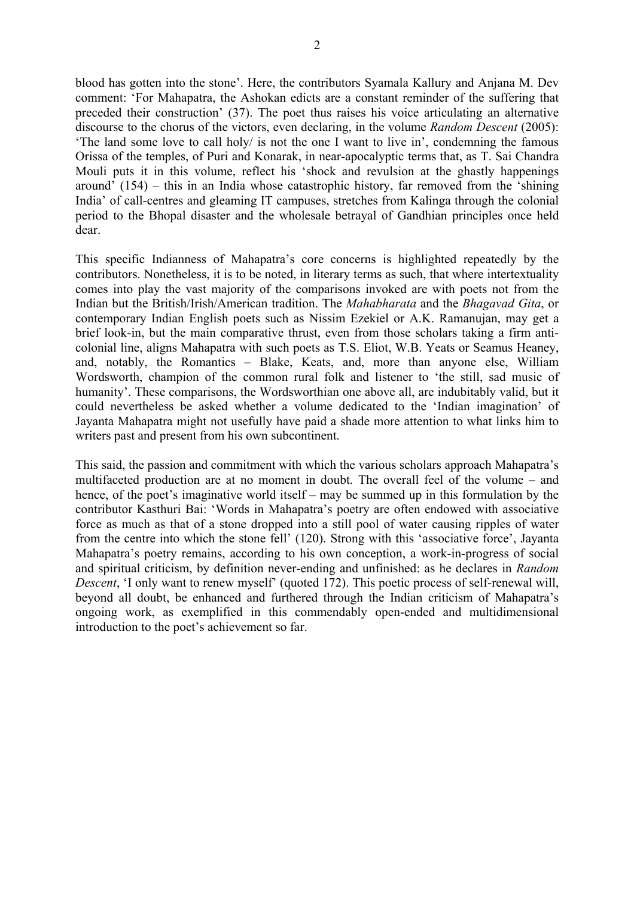blood has gotten into the stone'. Here, the contributors Syamala Kallury and Anjana M. Dev comment: 'For Mahapatra, the Ashokan edicts are a constant reminder of the suffering that preceded their construction' (37). The poet thus raises his voice articulating an alternative discourse to the chorus of the victors, even declaring, in the volume *Random Descent* (2005): 'The land some love to call holy/ is not the one I want to live in', condemning the famous Orissa of the temples, of Puri and Konarak, in near-apocalyptic terms that, as T. Sai Chandra Mouli puts it in this volume, reflect his 'shock and revulsion at the ghastly happenings around' (154) – this in an India whose catastrophic history, far removed from the 'shining India' of call-centres and gleaming IT campuses, stretches from Kalinga through the colonial period to the Bhopal disaster and the wholesale betrayal of Gandhian principles once held dear.

This specific Indianness of Mahapatra's core concerns is highlighted repeatedly by the contributors. Nonetheless, it is to be noted, in literary terms as such, that where intertextuality comes into play the vast majority of the comparisons invoked are with poets not from the Indian but the British/Irish/American tradition. The *Mahabharata* and the *Bhagavad Gita*, or contemporary Indian English poets such as Nissim Ezekiel or A.K. Ramanujan, may get a brief look-in, but the main comparative thrust, even from those scholars taking a firm anti-colonial line, aligns Mahapatra with such poets as T.S. Eliot, W.B. Yeats or Seamus Heaney, and, notably, the Romantics – Blake, Keats, and, more than anyone else, William Wordsworth, champion of the common rural folk and listener to 'the still, sad music of humanity'. These comparisons, the Wordsworthian one above all, are indubitably valid, but it could nevertheless be asked whether a volume dedicated to the 'Indian imagination' of Jayanta Mahapatra might not usefully have paid a shade more attention to what links him to writers past and present from his own subcontinent.

This said, the passion and commitment with which the various scholars approach Mahapatra's multifaceted production are at no moment in doubt. The overall feel of the volume – and hence, of the poet's imaginative world itself – may be summed up in this formulation by the contributor Kasthuri Bai: 'Words in Mahapatra's poetry are often endowed with associative force as much as that of a stone dropped into a still pool of water causing ripples of water from the centre into which the stone fell' (120). Strong with this 'associative force', Jayanta Mahapatra's poetry remains, according to his own conception, a work-in-progress of social and spiritual criticism, by definition never-ending and unfinished: as he declares in *Random Descent*, 'I only want to renew myself' (quoted 172). This poetic process of self-renewal will, beyond all doubt, be enhanced and furthered through the Indian criticism of Mahapatra's ongoing work, as exemplified in this commendably open-ended and multidimensional introduction to the poet's achievement so far.